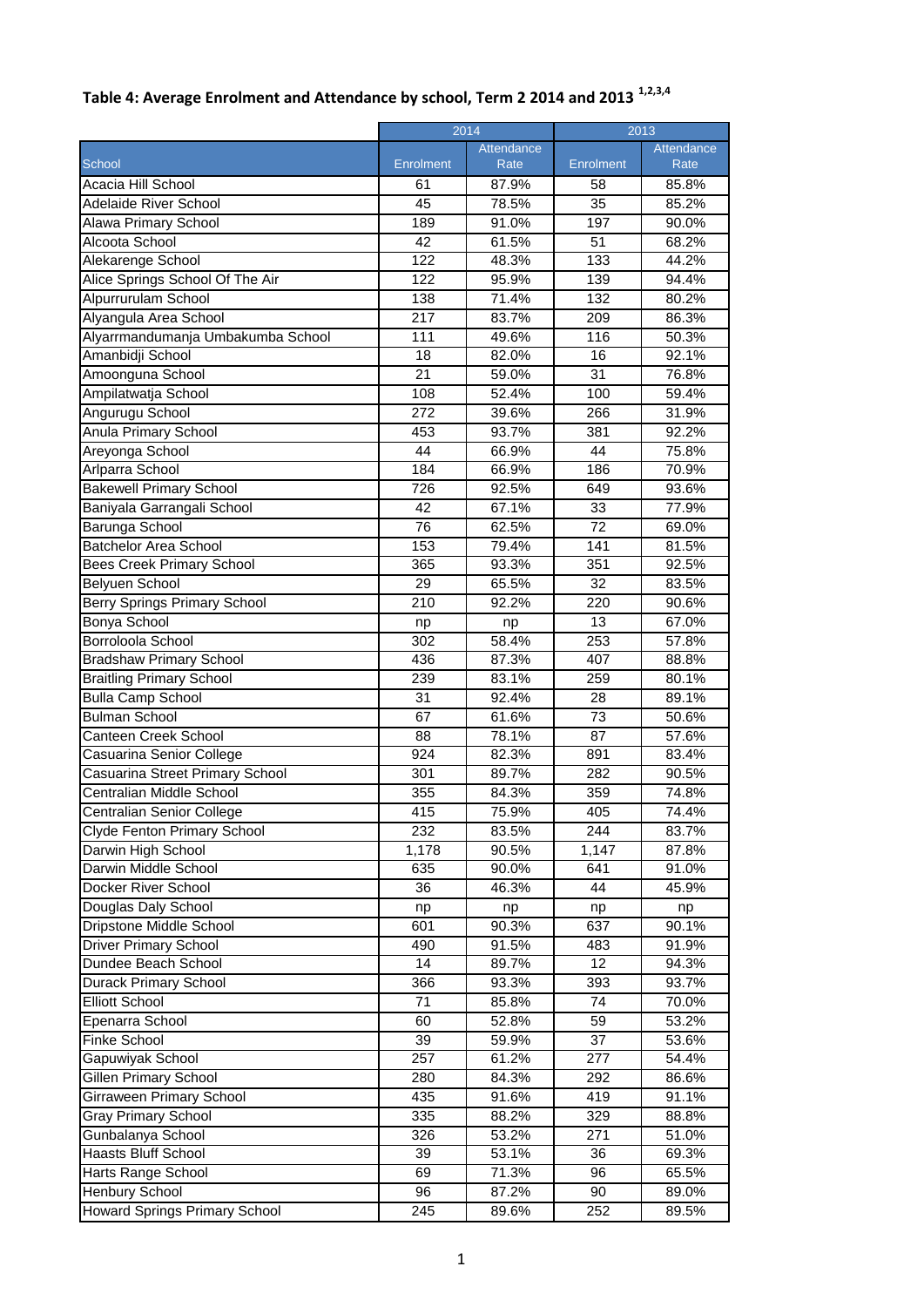## Table 4: Average Enrolment and Attendance by school, Term 2 2014 and 2013 [1,2,3,4]

| School | 2014 | | 2013 | |
|---|---|---|---|---|
| | Enrolment | Attendance Rate | Enrolment | Attendance Rate |
| Acacia Hill School | 61 | 87.9% | 58 | 85.8% |
| Adelaide River School | 45 | 78.5% | 35 | 85.2% |
| Alawa Primary School | 189 | 91.0% | 197 | 90.0% |
| Alcoota School | 42 | 61.5% | 51 | 68.2% |
| Alekarenge School | 122 | 48.3% | 133 | 44.2% |
| Alice Springs School Of The Air | 122 | 95.9% | 139 | 94.4% |
| Alpurrurulam School | 138 | 71.4% | 132 | 80.2% |
| Alyangula Area School | 217 | 83.7% | 209 | 86.3% |
| Alyarrmandumanja Umbakumba School | 111 | 49.6% | 116 | 50.3% |
| Amanbidji School | 18 | 82.0% | 16 | 92.1% |
| Amoonguna School | 21 | 59.0% | 31 | 76.8% |
| Ampilatwatja School | 108 | 52.4% | 100 | 59.4% |
| Angurugu School | 272 | 39.6% | 266 | 31.9% |
| Anula Primary School | 453 | 93.7% | 381 | 92.2% |
| Areyonga School | 44 | 66.9% | 44 | 75.8% |
| Arlparra School | 184 | 66.9% | 186 | 70.9% |
| Bakewell Primary School | 726 | 92.5% | 649 | 93.6% |
| Baniyala Garrangali School | 42 | 67.1% | 33 | 77.9% |
| Barunga School | 76 | 62.5% | 72 | 69.0% |
| Batchelor Area School | 153 | 79.4% | 141 | 81.5% |
| Bees Creek Primary School | 365 | 93.3% | 351 | 92.5% |
| Belyuen School | 29 | 65.5% | 32 | 83.5% |
| Berry Springs Primary School | 210 | 92.2% | 220 | 90.6% |
| Bonya School | np | np | 13 | 67.0% |
| Borroloola School | 302 | 58.4% | 253 | 57.8% |
| Bradshaw Primary School | 436 | 87.3% | 407 | 88.8% |
| Braitling Primary School | 239 | 83.1% | 259 | 80.1% |
| Bulla Camp School | 31 | 92.4% | 28 | 89.1% |
| Bulman School | 67 | 61.6% | 73 | 50.6% |
| Canteen Creek School | 88 | 78.1% | 87 | 57.6% |
| Casuarina Senior College | 924 | 82.3% | 891 | 83.4% |
| Casuarina Street Primary School | 301 | 89.7% | 282 | 90.5% |
| Centralian Middle School | 355 | 84.3% | 359 | 74.8% |
| Centralian Senior College | 415 | 75.9% | 405 | 74.4% |
| Clyde Fenton Primary School | 232 | 83.5% | 244 | 83.7% |
| Darwin High School | 1,178 | 90.5% | 1,147 | 87.8% |
| Darwin Middle School | 635 | 90.0% | 641 | 91.0% |
| Docker River School | 36 | 46.3% | 44 | 45.9% |
| Douglas Daly School | np | np | np | np |
| Dripstone Middle School | 601 | 90.3% | 637 | 90.1% |
| Driver Primary School | 490 | 91.5% | 483 | 91.9% |
| Dundee Beach School | 14 | 89.7% | 12 | 94.3% |
| Durack Primary School | 366 | 93.3% | 393 | 93.7% |
| Elliott School | 71 | 85.8% | 74 | 70.0% |
| Epenarra School | 60 | 52.8% | 59 | 53.2% |
| Finke School | 39 | 59.9% | 37 | 53.6% |
| Gapuwiyak School | 257 | 61.2% | 277 | 54.4% |
| Gillen Primary School | 280 | 84.3% | 292 | 86.6% |
| Girraween Primary School | 435 | 91.6% | 419 | 91.1% |
| Gray Primary School | 335 | 88.2% | 329 | 88.8% |
| Gunbalanya School | 326 | 53.2% | 271 | 51.0% |
| Haasts Bluff School | 39 | 53.1% | 36 | 69.3% |
| Harts Range School | 69 | 71.3% | 96 | 65.5% |
| Henbury School | 96 | 87.2% | 90 | 89.0% |
| Howard Springs Primary School | 245 | 89.6% | 252 | 89.5% |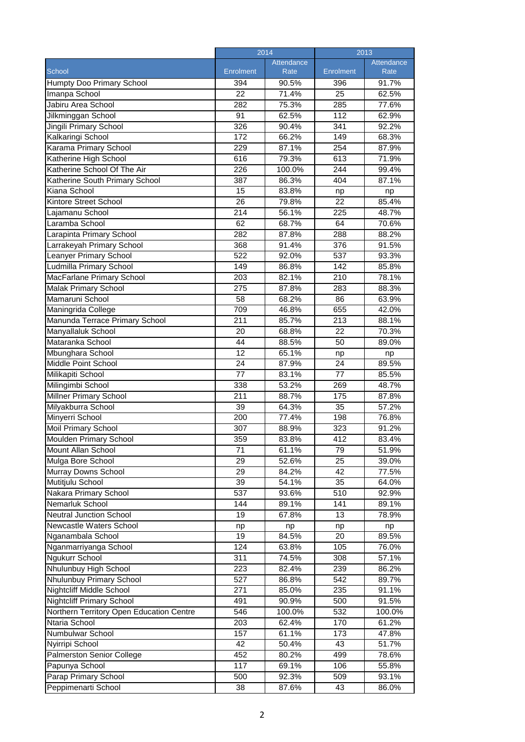| School | 2014 | | 2013 | |
|---|---|---|---|---|
| | Enrolment | Attendance Rate | Enrolment | Attendance Rate |
| Humpty Doo Primary School | 394 | 90.5% | 396 | 91.7% |
| Imanpa School | 22 | 71.4% | 25 | 62.5% |
| Jabiru Area School | 282 | 75.3% | 285 | 77.6% |
| Jilkminggan School | 91 | 62.5% | 112 | 62.9% |
| Jingili Primary School | 326 | 90.4% | 341 | 92.2% |
| Kalkaringi School | 172 | 66.2% | 149 | 68.3% |
| Karama Primary School | 229 | 87.1% | 254 | 87.9% |
| Katherine High School | 616 | 79.3% | 613 | 71.9% |
| Katherine School Of The Air | 226 | 100.0% | 244 | 99.4% |
| Katherine South Primary School | 387 | 86.3% | 404 | 87.1% |
| Kiana School | 15 | 83.8% | np | np |
| Kintore Street School | 26 | 79.8% | 22 | 85.4% |
| Lajamanu School | 214 | 56.1% | 225 | 48.7% |
| Laramba School | 62 | 68.7% | 64 | 70.6% |
| Larapinta Primary School | 282 | 87.8% | 288 | 88.2% |
| Larrakeyah Primary School | 368 | 91.4% | 376 | 91.5% |
| Leanyer Primary School | 522 | 92.0% | 537 | 93.3% |
| Ludmilla Primary School | 149 | 86.8% | 142 | 85.8% |
| MacFarlane Primary School | 203 | 82.1% | 210 | 78.1% |
| Malak Primary School | 275 | 87.8% | 283 | 88.3% |
| Mamaruni School | 58 | 68.2% | 86 | 63.9% |
| Maningrida College | 709 | 46.8% | 655 | 42.0% |
| Manunda Terrace Primary School | 211 | 85.7% | 213 | 88.1% |
| Manyallaluk School | 20 | 68.8% | 22 | 70.3% |
| Mataranka School | 44 | 88.5% | 50 | 89.0% |
| Mbunghara School | 12 | 65.1% | np | np |
| Middle Point School | 24 | 87.9% | 24 | 89.5% |
| Milikapiti School | 77 | 83.1% | 77 | 85.5% |
| Milingimbi School | 338 | 53.2% | 269 | 48.7% |
| Millner Primary School | 211 | 88.7% | 175 | 87.8% |
| Milyakburra School | 39 | 64.3% | 35 | 57.2% |
| Minyerri School | 200 | 77.4% | 198 | 76.8% |
| Moil Primary School | 307 | 88.9% | 323 | 91.2% |
| Moulden Primary School | 359 | 83.8% | 412 | 83.4% |
| Mount Allan School | 71 | 61.1% | 79 | 51.9% |
| Mulga Bore School | 29 | 52.6% | 25 | 39.0% |
| Murray Downs School | 29 | 84.2% | 42 | 77.5% |
| Mutitjulu School | 39 | 54.1% | 35 | 64.0% |
| Nakara Primary School | 537 | 93.6% | 510 | 92.9% |
| Nemarluk School | 144 | 89.1% | 141 | 89.1% |
| Neutral Junction School | 19 | 67.8% | 13 | 78.9% |
| Newcastle Waters School | np | np | np | np |
| Nganambala School | 19 | 84.5% | 20 | 89.5% |
| Nganmarriyanga School | 124 | 63.8% | 105 | 76.0% |
| Ngukurr School | 311 | 74.5% | 308 | 57.1% |
| Nhulunbuy High School | 223 | 82.4% | 239 | 86.2% |
| Nhulunbuy Primary School | 527 | 86.8% | 542 | 89.7% |
| Nightcliff Middle School | 271 | 85.0% | 235 | 91.1% |
| Nightcliff Primary School | 491 | 90.9% | 500 | 91.5% |
| Northern Territory Open Education Centre | 546 | 100.0% | 532 | 100.0% |
| Ntaria School | 203 | 62.4% | 170 | 61.2% |
| Numbulwar School | 157 | 61.1% | 173 | 47.8% |
| Nyirripi School | 42 | 50.4% | 43 | 51.7% |
| Palmerston Senior College | 452 | 80.2% | 499 | 78.6% |
| Papunya School | 117 | 69.1% | 106 | 55.8% |
| Parap Primary School | 500 | 92.3% | 509 | 93.1% |
| Peppimenarti School | 38 | 87.6% | 43 | 86.0% |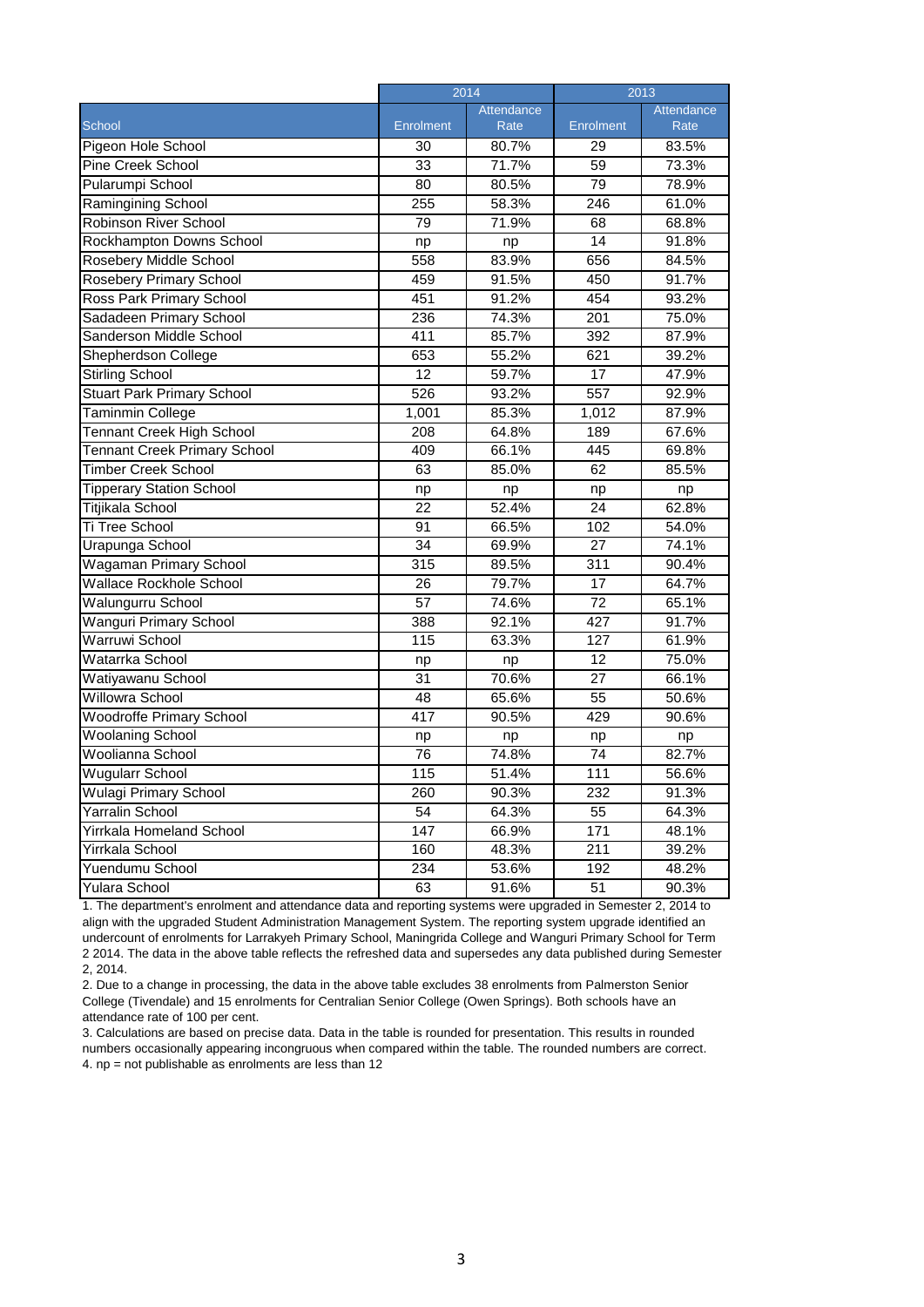| School | 2014 | | 2013 | |
|---|---|---|---|---|
| | Enrolment | Attendance Rate | Enrolment | Attendance Rate |
| Pigeon Hole School | 30 | 80.7% | 29 | 83.5% |
| Pine Creek School | 33 | 71.7% | 59 | 73.3% |
| Pularumpi School | 80 | 80.5% | 79 | 78.9% |
| Ramingining School | 255 | 58.3% | 246 | 61.0% |
| Robinson River School | 79 | 71.9% | 68 | 68.8% |
| Rockhampton Downs School | np | np | 14 | 91.8% |
| Rosebery Middle School | 558 | 83.9% | 656 | 84.5% |
| Rosebery Primary School | 459 | 91.5% | 450 | 91.7% |
| Ross Park Primary School | 451 | 91.2% | 454 | 93.2% |
| Sadadeen Primary School | 236 | 74.3% | 201 | 75.0% |
| Sanderson Middle School | 411 | 85.7% | 392 | 87.9% |
| Shepherdson College | 653 | 55.2% | 621 | 39.2% |
| Stirling School | 12 | 59.7% | 17 | 47.9% |
| Stuart Park Primary School | 526 | 93.2% | 557 | 92.9% |
| Taminmin College | 1,001 | 85.3% | 1,012 | 87.9% |
| Tennant Creek High School | 208 | 64.8% | 189 | 67.6% |
| Tennant Creek Primary School | 409 | 66.1% | 445 | 69.8% |
| Timber Creek School | 63 | 85.0% | 62 | 85.5% |
| Tipperary Station School | np | np | np | np |
| Titjikala School | 22 | 52.4% | 24 | 62.8% |
| Ti Tree School | 91 | 66.5% | 102 | 54.0% |
| Urapunga School | 34 | 69.9% | 27 | 74.1% |
| Wagaman Primary School | 315 | 89.5% | 311 | 90.4% |
| Wallace Rockhole School | 26 | 79.7% | 17 | 64.7% |
| Walungurru School | 57 | 74.6% | 72 | 65.1% |
| Wanguri Primary School | 388 | 92.1% | 427 | 91.7% |
| Warruwi School | 115 | 63.3% | 127 | 61.9% |
| Watarrka School | np | np | 12 | 75.0% |
| Watiyawanu School | 31 | 70.6% | 27 | 66.1% |
| Willowra School | 48 | 65.6% | 55 | 50.6% |
| Woodroffe Primary School | 417 | 90.5% | 429 | 90.6% |
| Woolaning School | np | np | np | np |
| Woolianna School | 76 | 74.8% | 74 | 82.7% |
| Wugularr School | 115 | 51.4% | 111 | 56.6% |
| Wulagi Primary School | 260 | 90.3% | 232 | 91.3% |
| Yarralin School | 54 | 64.3% | 55 | 64.3% |
| Yirrkala Homeland School | 147 | 66.9% | 171 | 48.1% |
| Yirrkala School | 160 | 48.3% | 211 | 39.2% |
| Yuendumu School | 234 | 53.6% | 192 | 48.2% |
| Yulara School | 63 | 91.6% | 51 | 90.3% |

1. The department's enrolment and attendance data and reporting systems were upgraded in Semester 2, 2014 to align with the upgraded Student Administration Management System. The reporting system upgrade identified an undercount of enrolments for Larrakyeh Primary School, Maningrida College and Wanguri Primary School for Term 2 2014. The data in the above table reflects the refreshed data and supersedes any data published during Semester 2, 2014.

2. Due to a change in processing, the data in the above table excludes 38 enrolments from Palmerston Senior College (Tivendale) and 15 enrolments for Centralian Senior College (Owen Springs). Both schools have an attendance rate of 100 per cent.

3. Calculations are based on precise data. Data in the table is rounded for presentation. This results in rounded numbers occasionally appearing incongruous when compared within the table. The rounded numbers are correct.

4. np = not publishable as enrolments are less than 12